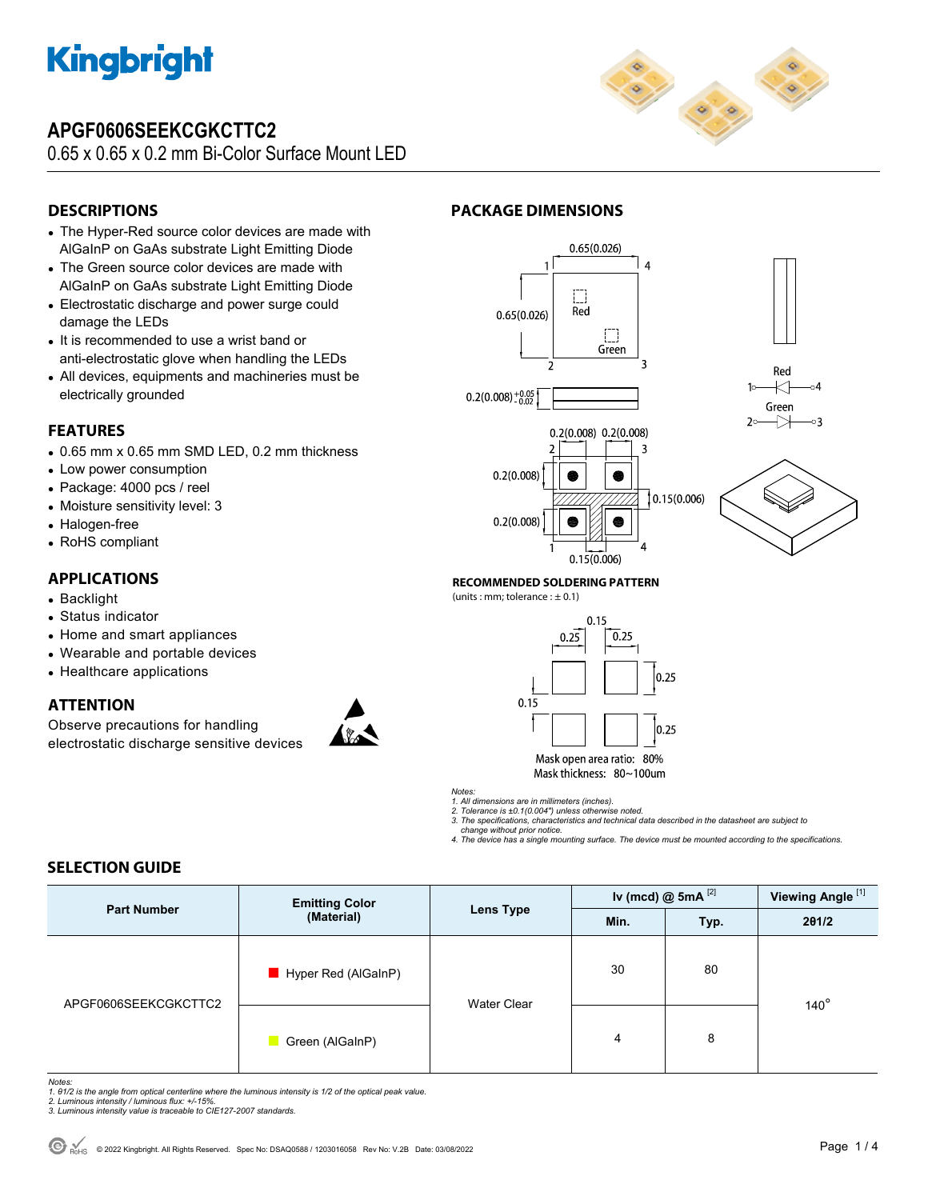# APGF0606SEEKCGKCTTC2

0.65 x 0.65 x 0.2 mm Bi-Color Surface Mount LED

## DESCRIPTIONS

- The Hyper-Red source color devices are made with AlGaInP on GaAs substrate Light Emitting Diode
- The Green source color devices are made with AlGaInP on GaAs substrate Light Emitting Diode
- Electrostatic discharge and power surge could damage the LEDs
- It is recommended to use a wrist band or anti-electrostatic glove when handling the LEDs
- All devices, equipments and machineries must be electrically grounded

## FEATURES

- 0.65 mm x 0.65 mm SMD LED, 0.2 mm thickness
- Low power consumption
- Package: 4000 pcs / reel
- Moisture sensitivity level: 3
- Halogen-free
- RoHS compliant

## APPLICATIONS

- Backlight
- Status indicator
- Home and smart appliances
- Wearable and portable devices
- Healthcare applications

## ATTENTION

Observe precautions for handling electrostatic discharge sensitive devices

## PACKAGE DIMENSIONS

### RECOMMENDED SOLDERING PATTERN

(units : mm; tolerance : ± 0.1)

Mask open area ratio: 80%
Mask thickness: 80~100um

*Notes:*
*1. All dimensions are in millimeters (inches).*
*2. Tolerance is ±0.1(0.004") unless otherwise noted.*
*3. The specifications, characteristics and technical data described in the datasheet are subject to change without prior notice.*
*4. The device has a single mounting surface. The device must be mounted according to the specifications.*

## SELECTION GUIDE

| Part Number | Emitting Color (Material) | Lens Type | Iv (mcd) @ 5mA [2] | | Viewing Angle [1] |
|---|---|---|---|---|---|
| | | | Min. | Typ. | 2θ1/2 |
| APGF0606SEEKCGKCTTC2 | Hyper Red (AlGaInP) | Water Clear | 30 | 80 | 140° |
| | Green (AlGaInP) | | 4 | 8 | |

*Notes:*
*1. θ1/2 is the angle from optical centerline where the luminous intensity is 1/2 of the optical peak value.*
*2. Luminous intensity / luminous flux: +/-15%.*
*3. Luminous intensity value is traceable to CIE127-2007 standards.*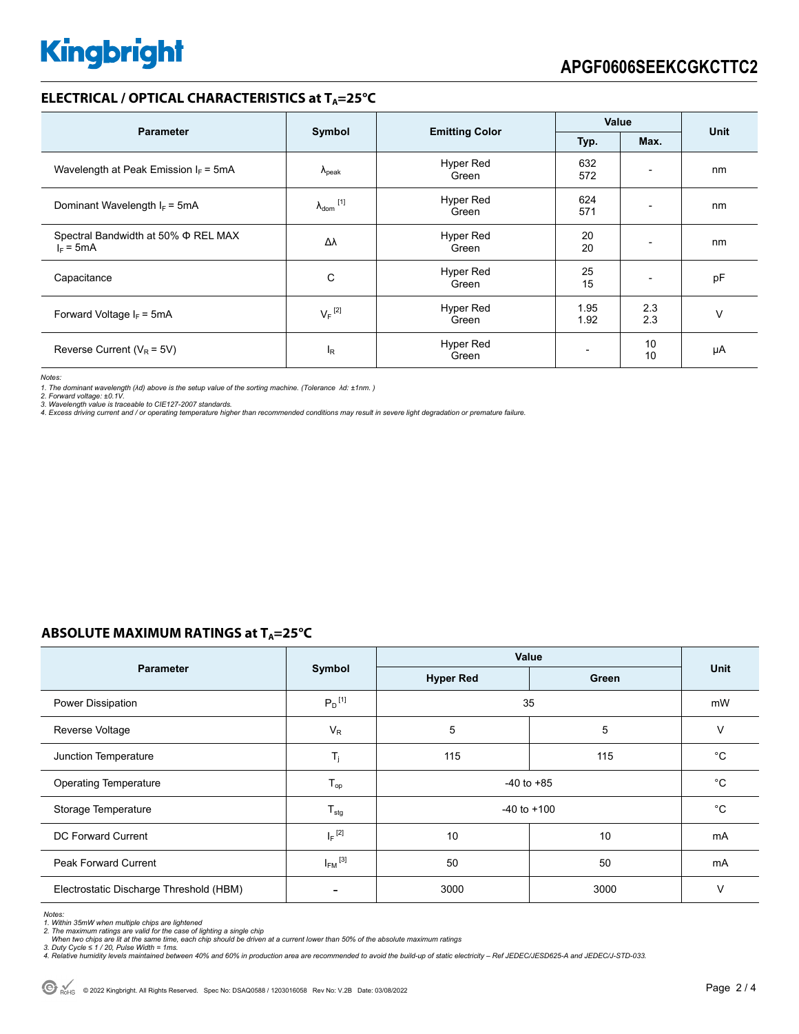## ELECTRICAL / OPTICAL CHARACTERISTICS at $T_A$=25°C

| Parameter | Symbol | Emitting Color | Value | | Unit |
|---|---|---|---|---|---|
| | | | Typ. | Max. | |
| Wavelength at Peak Emission $I_F$ = 5mA | $\lambda_{peak}$ | Hyper Red<br>Green | 632<br>572 | - | nm |
| Dominant Wavelength $I_F$ = 5mA | $\lambda_{dom}$ [1] | Hyper Red<br>Green | 624<br>571 | - | nm |
| Spectral Bandwidth at 50% Φ REL MAX<br>$I_F$ = 5mA | Δλ | Hyper Red<br>Green | 20<br>20 | - | nm |
| Capacitance | C | Hyper Red<br>Green | 25<br>15 | - | pF |
| Forward Voltage $I_F$ = 5mA | $V_F$ [2] | Hyper Red<br>Green | 1.95<br>1.92 | 2.3<br>2.3 | V |
| Reverse Current ($V_R$ = 5V) | $I_R$ | Hyper Red<br>Green | - | 10<br>10 | μA |

*Notes:*
*1. The dominant wavelength (λd) above is the setup value of the sorting machine. (Tolerance λd: ±1nm. )*
*2. Forward voltage: ±0.1V.*
*3. Wavelength value is traceable to CIE127-2007 standards.*
*4. Excess driving current and / or operating temperature higher than recommended conditions may result in severe light degradation or premature failure.*

## ABSOLUTE MAXIMUM RATINGS at $T_A$=25°C

| Parameter | Symbol | Value | | Unit |
|---|---|---|---|---|
| | | Hyper Red | Green | |
| Power Dissipation | $P_D$ [1] | 35 | | mW |
| Reverse Voltage | $V_R$ | 5 | 5 | V |
| Junction Temperature | $T_j$ | 115 | 115 | °C |
| Operating Temperature | $T_{op}$ | -40 to +85 | | °C |
| Storage Temperature | $T_{stg}$ | -40 to +100 | | °C |
| DC Forward Current | $I_F$ [2] | 10 | 10 | mA |
| Peak Forward Current | $I_{FM}$ [3] | 50 | 50 | mA |
| Electrostatic Discharge Threshold (HBM) | - | 3000 | 3000 | V |

*Notes:*
*1. Within 35mW when multiple chips are lightened*
*2. The maximum ratings are valid for the case of lighting a single chip*
*When two chips are lit at the same time, each chip should be driven at a current lower than 50% of the absolute maximum ratings*
*3. Duty Cycle ≤ 1 / 20, Pulse Width = 1ms.*
*4. Relative humidity levels maintained between 40% and 60% in production area are recommended to avoid the build-up of static electricity – Ref JEDEC/JESD625-A and JEDEC/J-STD-033.*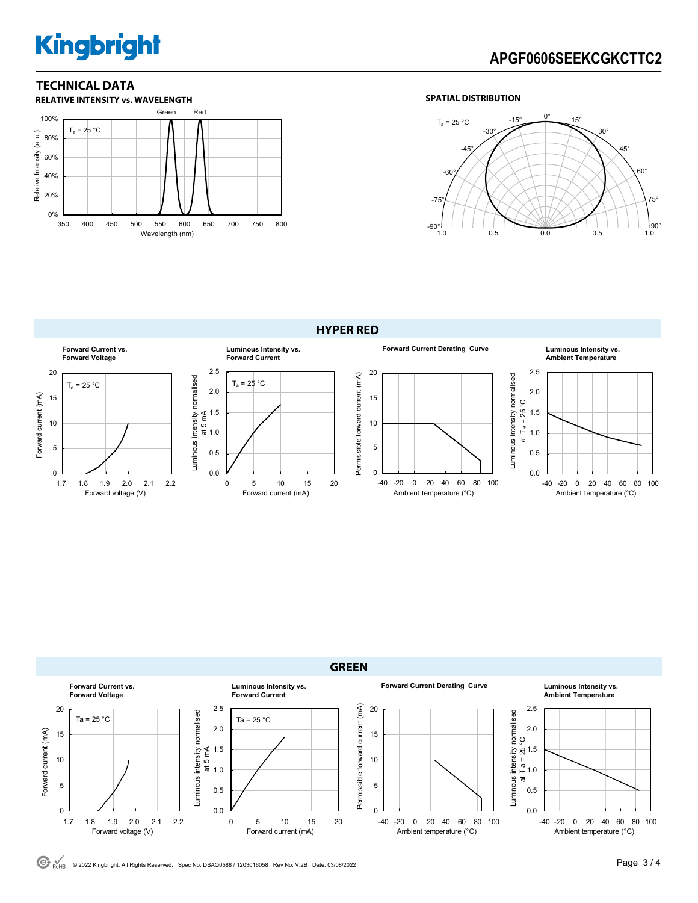## TECHNICAL DATA

### RELATIVE INTENSITY vs. WAVELENGTH

Green Red

$T_a$ = 25 °C

Relative Intensity (a. u.)

100%
80%
60%
40%
20%
0%

350 400 450 500 550 600 650 700 750 800

Wavelength (nm)

### SPATIAL DISTRIBUTION

$T_a$ = 25 °C

0° 15° 30° 45° 60° 75° 90°
-15° -30° -45° -60° -75° -90°

1.0 0.5 0.0 0.5 1.0

## HYPER RED

**Forward Current vs. Forward Voltage**

$T_a$ = 25 °C

Forward current (mA): 0, 5, 10, 15, 20

Forward voltage (V): 1.7, 1.8, 1.9, 2.0, 2.1, 2.2

**Luminous Intensity vs. Forward Current**

$T_a$ = 25 °C

Luminous intensity normalised at 5 mA: 0.0, 0.5, 1.0, 1.5, 2.0, 2.5

Forward current (mA): 0, 5, 10, 15, 20

**Forward Current Derating Curve**

Permissible foward current (mA): 0, 5, 10, 15, 20

Ambient temperature (°C): -40, -20, 0, 20, 40, 60, 80, 100

**Luminous Intensity vs. Ambient Temperature**

Luminous intensity normalised at $T_a$ = 25 °C: 0.0, 0.5, 1.0, 1.5, 2.0, 2.5

Ambient temperature (°C): -40, -20, 0, 20, 40, 60, 80, 100

## GREEN

**Forward Current vs. Forward Voltage**

Ta = 25 °C

Forward current (mA): 0, 5, 10, 15, 20

Forward voltage (V): 1.7, 1.8, 1.9, 2.0, 2.1, 2.2

**Luminous Intensity vs. Forward Current**

Ta = 25 °C

Luminous intensity normalised at 5 mA: 0.0, 0.5, 1.0, 1.5, 2.0, 2.5

Forward current (mA): 0, 5, 10, 15, 20

**Forward Current Derating Curve**

Permissible forward current (mA): 0, 5, 10, 15, 20

Ambient temperature (°C): -40, -20, 0, 20, 40, 60, 80, 100

**Luminous Intensity vs. Ambient Temperature**

Luminous intensity normalised at T a = 25 °C: 0.0, 0.5, 1.0, 1.5, 2.0, 2.5

Ambient temperature (°C): -40, -20, 0, 20, 40, 60, 80, 100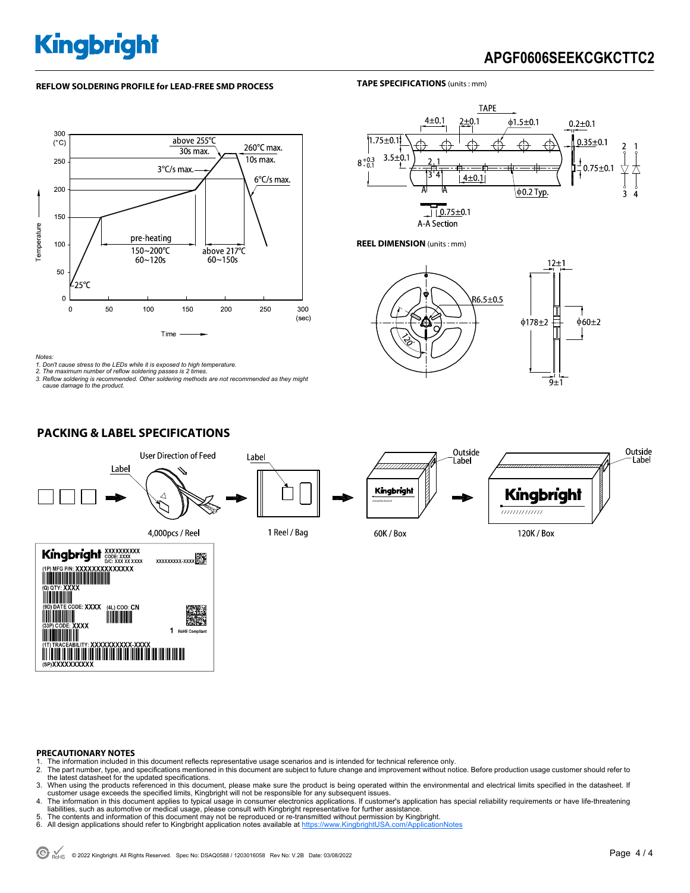## REFLOW SOLDERING PROFILE for LEAD-FREE SMD PROCESS

Temperature (°C)

300
250
200
150
100
50
0

above 255°C
30s max.

260°C max.
10s max.

3°C/s max.

6°C/s max.

pre-heating
150~200°C
60~120s

above 217°C
60~150s

25°C

0 50 100 150 200 250 300 (sec)

Time

*Notes:*
*1. Don't cause stress to the LEDs while it is exposed to high temperature.*
*2. The maximum number of reflow soldering passes is 2 times.*
*3. Reflow soldering is recommended. Other soldering methods are not recommended as they might cause damage to the product.*

## TAPE SPECIFICATIONS (units : mm)

TAPE

4±0.1
2±0.1
ϕ1.5±0.1
0.2±0.1
1.75±0.1
0.35±0.1
$8^{+0.3}_{-0.1}$
3.5±0.1
2 1
3 4
4±0.1
0.75±0.1
ϕ0.2 Typ.
A A
0.75±0.1
A-A Section

## REEL DIMENSION (units : mm)

R6.5±0.5
120°
12±1
ϕ178±2
ϕ60±2
9±1

## PACKING & LABEL SPECIFICATIONS

User Direction of Feed

Label

Label

Outside Label

Outside Label

4,000pcs / Reel

1 Reel / Bag

60K / Box

120K / Box

Kingbright XXXXXXXXXX
CODE: XXXX
D/C: XXX XX XXXX
XXXXXXXXX-XXXX
(1P) MFG P/N: XXXXXXXXXXXXXX
(Q) QTY: XXXX
(9D) DATE CODE: XXXX (4L) COO: CN
(33P) CODE: XXXX
1 RoHS Compliant
(1T) TRACEABILITY: XXXXXXXXXX-XXXX
(SP)XXXXXXXXXX

## PRECAUTIONARY NOTES

1. The information included in this document reflects representative usage scenarios and is intended for technical reference only.
2. The part number, type, and specifications mentioned in this document are subject to future change and improvement without notice. Before production usage customer should refer to the latest datasheet for the updated specifications.
3. When using the products referenced in this document, please make sure the product is being operated within the environmental and electrical limits specified in the datasheet. If customer usage exceeds the specified limits, Kingbright will not be responsible for any subsequent issues.
4. The information in this document applies to typical usage in consumer electronics applications. If customer's application has special reliability requirements or have life-threatening liabilities, such as automotive or medical usage, please consult with Kingbright representative for further assistance.
5. The contents and information of this document may not be reproduced or re-transmitted without permission by Kingbright.
6. All design applications should refer to Kingbright application notes available at https://www.KingbrightUSA.com/ApplicationNotes

© 2022 Kingbright. All Rights Reserved. Spec No: DSAQ0588 / 1203016058 Rev No: V.2B Date: 03/08/2022